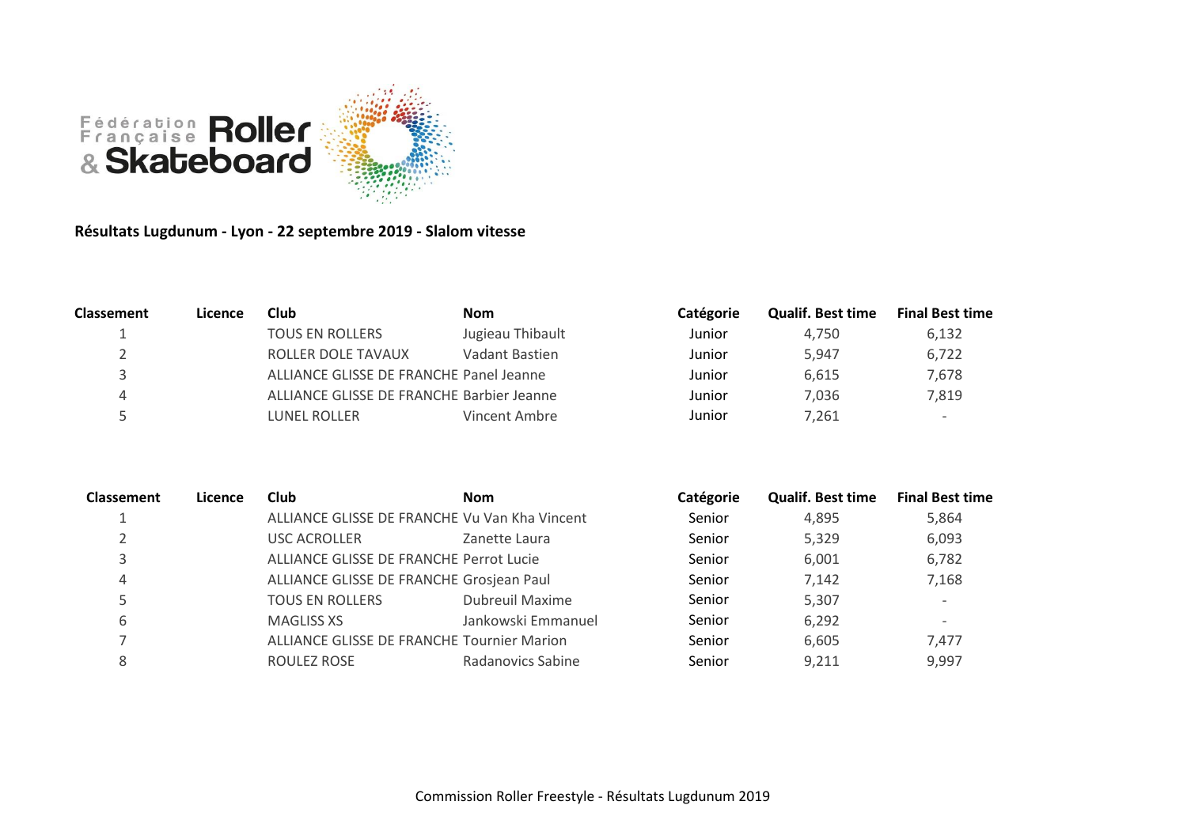Fédération Française Roller & Skateboard

**Résultats Lugdunum - Lyon - 22 septembre 2019 - Slalom vitesse**

| Classement | Licence | Club | Nom | Catégorie | Qualif. Best time | Final Best time |
|---|---|---|---|---|---|---|
| 1 | | TOUS EN ROLLERS | Jugieau Thibault | Junior | 4,750 | 6,132 |
| 2 | | ROLLER DOLE TAVAUX | Vadant Bastien | Junior | 5,947 | 6,722 |
| 3 | | ALLIANCE GLISSE DE FRANCHE | Panel Jeanne | Junior | 6,615 | 7,678 |
| 4 | | ALLIANCE GLISSE DE FRANCHE | Barbier Jeanne | Junior | 7,036 | 7,819 |
| 5 | | LUNEL ROLLER | Vincent Ambre | Junior | 7,261 | - |

| Classement | Licence | Club | Nom | Catégorie | Qualif. Best time | Final Best time |
|---|---|---|---|---|---|---|
| 1 | | ALLIANCE GLISSE DE FRANCHE | Vu Van Kha Vincent | Senior | 4,895 | 5,864 |
| 2 | | USC ACROLLER | Zanette Laura | Senior | 5,329 | 6,093 |
| 3 | | ALLIANCE GLISSE DE FRANCHE | Perrot Lucie | Senior | 6,001 | 6,782 |
| 4 | | ALLIANCE GLISSE DE FRANCHE | Grosjean Paul | Senior | 7,142 | 7,168 |
| 5 | | TOUS EN ROLLERS | Dubreuil Maxime | Senior | 5,307 | - |
| 6 | | MAGLISS XS | Jankowski Emmanuel | Senior | 6,292 | - |
| 7 | | ALLIANCE GLISSE DE FRANCHE | Tournier Marion | Senior | 6,605 | 7,477 |
| 8 | | ROULEZ ROSE | Radanovics Sabine | Senior | 9,211 | 9,997 |

Commission Roller Freestyle - Résultats Lugdunum 2019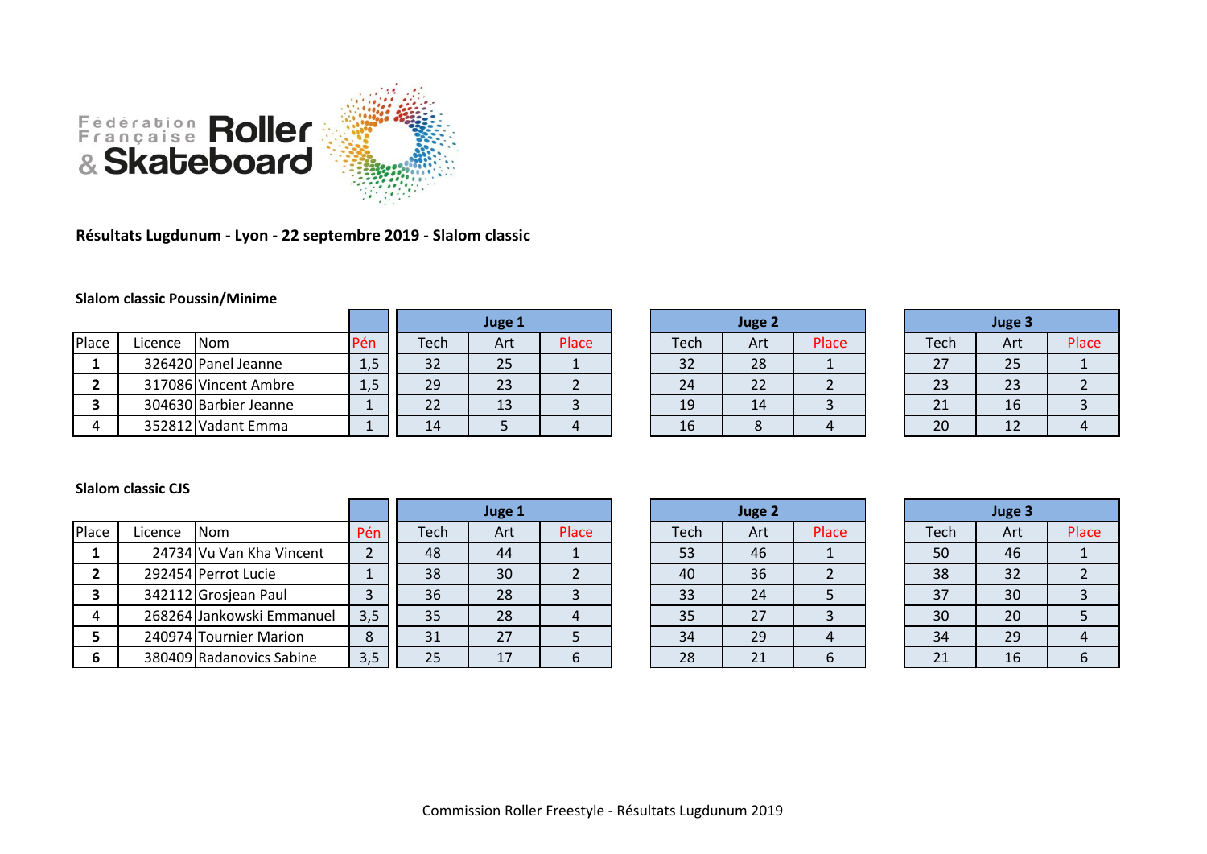Fédération Française Roller & Skateboard

**Résultats Lugdunum - Lyon - 22 septembre 2019 - Slalom classic**

**Slalom classic Poussin/Minime**

| | | | | Juge 1 | | | Juge 2 | | | Juge 3 | | |
|---|---|---|---|---|---|---|---|---|---|---|---|---|
| Place | Licence | Nom | Pén | Tech | Art | Place | Tech | Art | Place | Tech | Art | Place |
| **1** | 326420 | Panel Jeanne | 1,5 | 32 | 25 | 1 | 32 | 28 | 1 | 27 | 25 | 1 |
| **2** | 317086 | Vincent Ambre | 1,5 | 29 | 23 | 2 | 24 | 22 | 2 | 23 | 23 | 2 |
| **3** | 304630 | Barbier Jeanne | 1 | 22 | 13 | 3 | 19 | 14 | 3 | 21 | 16 | 3 |
| 4 | 352812 | Vadant Emma | 1 | 14 | 5 | 4 | 16 | 8 | 4 | 20 | 12 | 4 |

**Slalom classic CJS**

| | | | | Juge 1 | | | Juge 2 | | | Juge 3 | | |
|---|---|---|---|---|---|---|---|---|---|---|---|---|
| Place | Licence | Nom | Pén | Tech | Art | Place | Tech | Art | Place | Tech | Art | Place |
| **1** | 24734 | Vu Van Kha Vincent | 2 | 48 | 44 | 1 | 53 | 46 | 1 | 50 | 46 | 1 |
| **2** | 292454 | Perrot Lucie | 1 | 38 | 30 | 2 | 40 | 36 | 2 | 38 | 32 | 2 |
| **3** | 342112 | Grosjean Paul | 3 | 36 | 28 | 3 | 33 | 24 | 5 | 37 | 30 | 3 |
| 4 | 268264 | Jankowski Emmanuel | 3,5 | 35 | 28 | 4 | 35 | 27 | 3 | 30 | 20 | 5 |
| 5 | 240974 | Tournier Marion | 8 | 31 | 27 | 5 | 34 | 29 | 4 | 34 | 29 | 4 |
| 6 | 380409 | Radanovics Sabine | 3,5 | 25 | 17 | 6 | 28 | 21 | 6 | 21 | 16 | 6 |